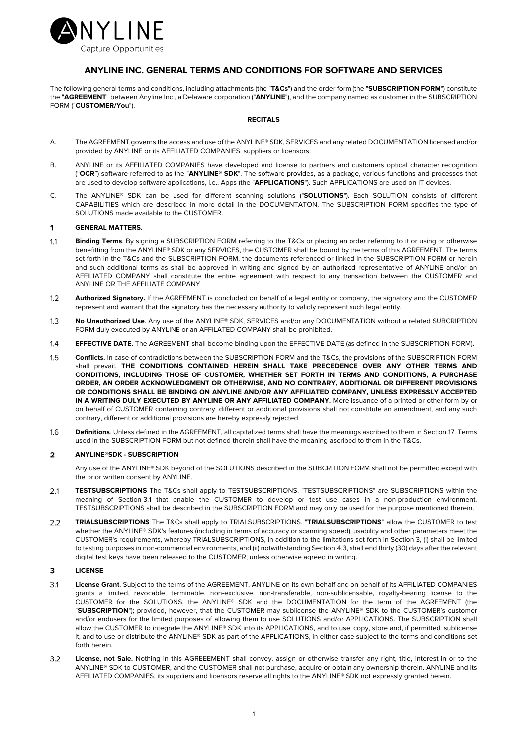# ANYLINE INC. GENERAL TERMS AND CONDITIONS FOR SOFTWARE AND SERVICES

The following general terms and conditions, including attachments (the "**T&Cs**") and the order form (the "**SUBSCRIPTION FORM**") constitute the "**AGREEMENT**" between Anyline Inc., a Delaware corporation ("**ANYLINE**"), and the company named as customer in the SUBSCRIPTION FORM ("**CUSTOMER/You**").

## RECITALS

A. The AGREEMENT governs the access and use of the ANYLINE® SDK, SERVICES and any related DOCUMENTATION licensed and/or provided by ANYLINE or its AFFILIATED COMPANIES, suppliers or licensors.

B. ANYLINE or its AFFILIATED COMPANIES have developed and license to partners and customers optical character recognition ("**OCR**") software referred to as the "**ANYLINE® SDK**". The software provides, as a package, various functions and processes that are used to develop software applications, i.e., Apps (the "**APPLICATIONS**"). Such APPLICATIONS are used on IT devices.

C. The ANYLINE® SDK can be used for different scanning solutions ("**SOLUTIONS**"). Each SOLUTION consists of different CAPABILITIES which are described in more detail in the DOCUMENTATON. The SUBSCRIPTION FORM specifies the type of SOLUTIONS made available to the CUSTOMER.

## 1 GENERAL MATTERS.

1.1 **Binding Terms**. By signing a SUBSCRIPTION FORM referring to the T&Cs or placing an order referring to it or using or otherwise benefitting from the ANYLINE® SDK or any SERVICES, the CUSTOMER shall be bound by the terms of this AGREEMENT. The terms set forth in the T&Cs and the SUBSCRIPTION FORM, the documents referenced or linked in the SUBSCRIPTION FORM or herein and such additional terms as shall be approved in writing and signed by an authorized representative of ANYLINE and/or an AFFILIATED COMPANY shall constitute the entire agreement with respect to any transaction between the CUSTOMER and ANYLINE OR THE AFFILIATE COMPANY.

1.2 **Authorized Signatory.** If the AGREEMENT is concluded on behalf of a legal entity or company, the signatory and the CUSTOMER represent and warrant that the signatory has the necessary authority to validly represent such legal entity.

1.3 **No Unauthorized Use**. Any use of the ANYLINE® SDK, SERVICES and/or any DOCUMENTATION without a related SUBCRIPTION FORM duly executed by ANYLINE or an AFFILATED COMPANY shall be prohibited.

1.4 **EFFECTIVE DATE.** The AGREEMENT shall become binding upon the EFFECTIVE DATE (as defined in the SUBSCRIPTION FORM).

1.5 **Conflicts.** In case of contradictions between the SUBSCRIPTION FORM and the T&Cs, the provisions of the SUBSCRIPTION FORM shall prevail. **THE CONDITIONS CONTAINED HEREIN SHALL TAKE PRECEDENCE OVER ANY OTHER TERMS AND CONDITIONS, INCLUDING THOSE OF CUSTOMER, WHETHER SET FORTH IN TERMS AND CONDITIONS, A PURCHASE ORDER, AN ORDER ACKNOWLEDGMENT OR OTHERWISE, AND NO CONTRARY, ADDITIONAL OR DIFFERENT PROVISIONS OR CONDITIONS SHALL BE BINDING ON ANYLINE AND/OR ANY AFFILIATED COMPANY, UNLESS EXPRESSLY ACCEPTED IN A WRITING DULY EXECUTED BY ANYLINE OR ANY AFFILIATED COMPANY.** Mere issuance of a printed or other form by or on behalf of CUSTOMER containing contrary, different or additional provisions shall not constitute an amendment, and any such contrary, different or additional provisions are hereby expressly rejected.

1.6 **Definitions**. Unless defined in the AGREEMENT, all capitalized terms shall have the meanings ascribed to them in Section 17. Terms used in the SUBSCRIPTION FORM but not defined therein shall have the meaning ascribed to them in the T&Cs.

## 2 ANYLINE®SDK - SUBSCRIPTION

Any use of the ANYLINE® SDK beyond of the SOLUTIONS described in the SUBCRITION FORM shall not be permitted except with the prior written consent by ANYLINE.

2.1 **TESTSUBSCRIPTIONS** The T&Cs shall apply to TESTSUBSCRIPTIONS. "TESTSUBSCRIPTIONS" are SUBSCRIPTIONS within the meaning of Section 3.1 that enable the CUSTOMER to develop or test use cases in a non-production environment. TESTSUBSCRIPTIONS shall be described in the SUBSCRIPTION FORM and may only be used for the purpose mentioned therein.

2.2 **TRIALSUBSCRIPTIONS** The T&Cs shall apply to TRIALSUBSCRIPTIONS. "**TRIALSUBSCRIPTIONS**" allow the CUSTOMER to test whether the ANYLINE® SDK's features (including in terms of accuracy or scanning speed), usability and other parameters meet the CUSTOMER's requirements, whereby TRIALSUBSCRIPTIONS, in addition to the limitations set forth in Section 3, (i) shall be limited to testing purposes in non-commercial environments, and (ii) notwithstanding Section 4.3, shall end thirty (30) days after the relevant digital test keys have been released to the CUSTOMER, unless otherwise agreed in writing.

## 3 LICENSE

3.1 **License Grant**. Subject to the terms of the AGREEMENT, ANYLINE on its own behalf and on behalf of its AFFILIATED COMPANIES grants a limited, revocable, terminable, non-exclusive, non-transferable, non-sublicensable, royalty-bearing license to the CUSTOMER for the SOLUTIONS, the ANYLINE® SDK and the DOCUMENTATION for the term of the AGREEMENT (the "**SUBSCRIPTION**"); provided, however, that the CUSTOMER may sublicense the ANYLINE® SDK to the CUSTOMER's customer and/or endusers for the limited purposes of allowing them to use SOLUTIONS and/or APPLICATIONS. The SUBSCRIPTION shall allow the CUSTOMER to integrate the ANYLINE® SDK into its APPLICATIONS, and to use, copy, store and, if permitted, sublicense it, and to use or distribute the ANYLINE® SDK as part of the APPLICATIONS, in either case subject to the terms and conditions set forth herein.

3.2 **License, not Sale.** Nothing in this AGREEEMENT shall convey, assign or otherwise transfer any right, title, interest in or to the ANYLINE® SDK to CUSTOMER, and the CUSTOMER shall not purchase, acquire or obtain any ownership therein. ANYLINE and its AFFILIATED COMPANIES, its suppliers and licensors reserve all rights to the ANYLINE® SDK not expressly granted herein.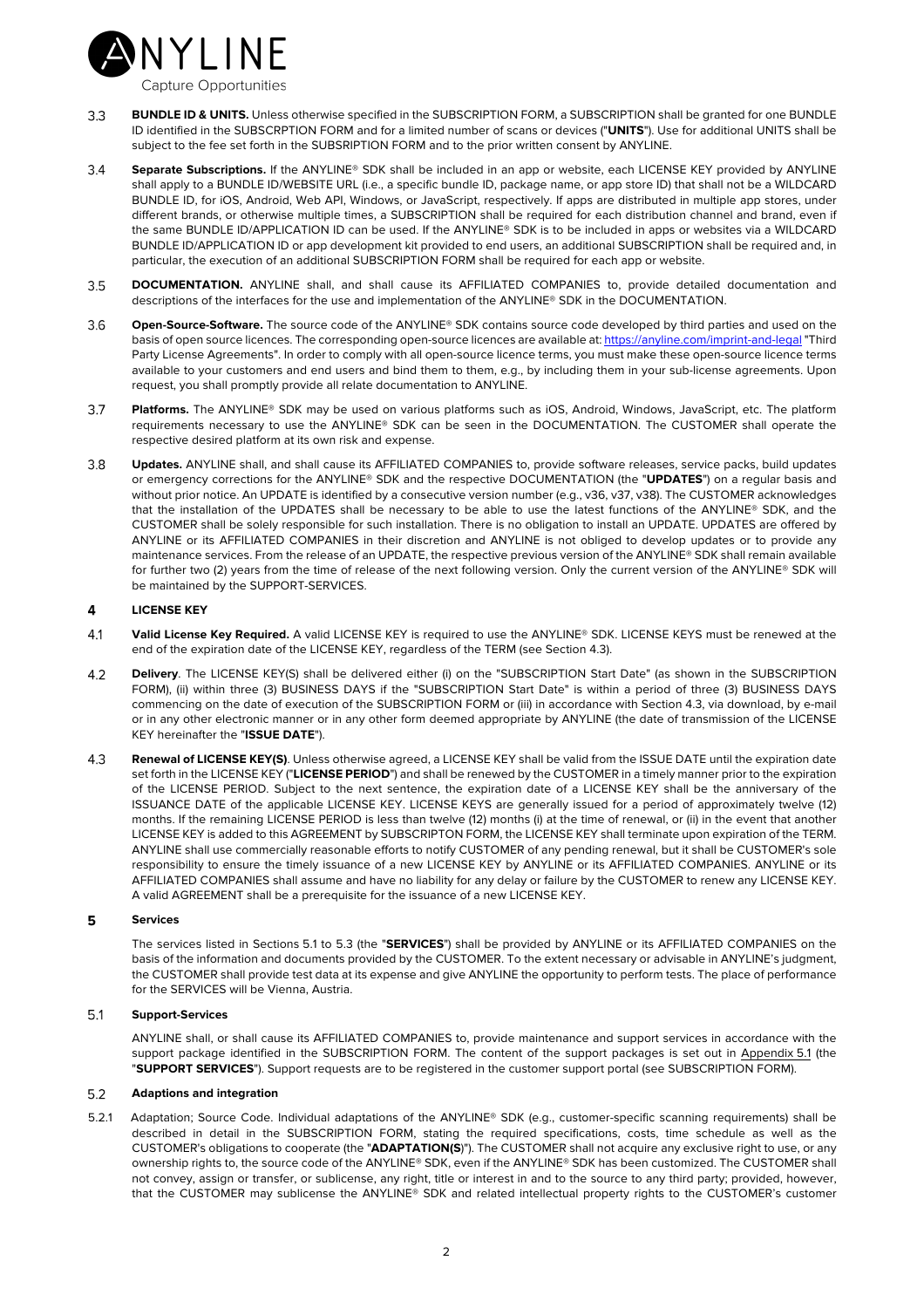3.3 **BUNDLE ID & UNITS.** Unless otherwise specified in the SUBSCRIPTION FORM, a SUBSCRIPTION shall be granted for one BUNDLE ID identified in the SUBSCRPTION FORM and for a limited number of scans or devices ("**UNITS**"). Use for additional UNITS shall be subject to the fee set forth in the SUBSRIPTION FORM and to the prior written consent by ANYLINE.

3.4 **Separate Subscriptions.** If the ANYLINE® SDK shall be included in an app or website, each LICENSE KEY provided by ANYLINE shall apply to a BUNDLE ID/WEBSITE URL (i.e., a specific bundle ID, package name, or app store ID) that shall not be a WILDCARD BUNDLE ID, for iOS, Android, Web API, Windows, or JavaScript, respectively. If apps are distributed in multiple app stores, under different brands, or otherwise multiple times, a SUBSCRIPTION shall be required for each distribution channel and brand, even if the same BUNDLE ID/APPLICATION ID can be used. If the ANYLINE® SDK is to be included in apps or websites via a WILDCARD BUNDLE ID/APPLICATION ID or app development kit provided to end users, an additional SUBSCRIPTION shall be required and, in particular, the execution of an additional SUBSCRIPTION FORM shall be required for each app or website.

3.5 **DOCUMENTATION.** ANYLINE shall, and shall cause its AFFILIATED COMPANIES to, provide detailed documentation and descriptions of the interfaces for the use and implementation of the ANYLINE® SDK in the DOCUMENTATION.

3.6 **Open-Source-Software.** The source code of the ANYLINE® SDK contains source code developed by third parties and used on the basis of open source licences. The corresponding open-source licences are available at: https://anyline.com/imprint-and-legal "Third Party License Agreements". In order to comply with all open-source licence terms, you must make these open-source licence terms available to your customers and end users and bind them to them, e.g., by including them in your sub-license agreements. Upon request, you shall promptly provide all relate documentation to ANYLINE.

3.7 **Platforms.** The ANYLINE® SDK may be used on various platforms such as iOS, Android, Windows, JavaScript, etc. The platform requirements necessary to use the ANYLINE® SDK can be seen in the DOCUMENTATION. The CUSTOMER shall operate the respective desired platform at its own risk and expense.

3.8 **Updates.** ANYLINE shall, and shall cause its AFFILIATED COMPANIES to, provide software releases, service packs, build updates or emergency corrections for the ANYLINE® SDK and the respective DOCUMENTATION (the "**UPDATES**") on a regular basis and without prior notice. An UPDATE is identified by a consecutive version number (e.g., v36, v37, v38). The CUSTOMER acknowledges that the installation of the UPDATES shall be necessary to be able to use the latest functions of the ANYLINE® SDK, and the CUSTOMER shall be solely responsible for such installation. There is no obligation to install an UPDATE. UPDATES are offered by ANYLINE or its AFFILIATED COMPANIES in their discretion and ANYLINE is not obliged to develop updates or to provide any maintenance services. From the release of an UPDATE, the respective previous version of the ANYLINE® SDK shall remain available for further two (2) years from the time of release of the next following version. Only the current version of the ANYLINE® SDK will be maintained by the SUPPORT-SERVICES.

## 4 LICENSE KEY

4.1 **Valid License Key Required.** A valid LICENSE KEY is required to use the ANYLINE® SDK. LICENSE KEYS must be renewed at the end of the expiration date of the LICENSE KEY, regardless of the TERM (see Section 4.3).

4.2 **Delivery**. The LICENSE KEY(S) shall be delivered either (i) on the "SUBSCRIPTION Start Date" (as shown in the SUBSCRIPTION FORM), (ii) within three (3) BUSINESS DAYS if the "SUBSCRIPTION Start Date" is within a period of three (3) BUSINESS DAYS commencing on the date of execution of the SUBSCRIPTION FORM or (iii) in accordance with Section 4.3, via download, by e-mail or in any other electronic manner or in any other form deemed appropriate by ANYLINE (the date of transmission of the LICENSE KEY hereinafter the "**ISSUE DATE**").

4.3 **Renewal of LICENSE KEY(S)**. Unless otherwise agreed, a LICENSE KEY shall be valid from the ISSUE DATE until the expiration date set forth in the LICENSE KEY ("**LICENSE PERIOD**") and shall be renewed by the CUSTOMER in a timely manner prior to the expiration of the LICENSE PERIOD. Subject to the next sentence, the expiration date of a LICENSE KEY shall be the anniversary of the ISSUANCE DATE of the applicable LICENSE KEY. LICENSE KEYS are generally issued for a period of approximately twelve (12) months. If the remaining LICENSE PERIOD is less than twelve (12) months (i) at the time of renewal, or (ii) in the event that another LICENSE KEY is added to this AGREEMENT by SUBSCRIPTON FORM, the LICENSE KEY shall terminate upon expiration of the TERM. ANYLINE shall use commercially reasonable efforts to notify CUSTOMER of any pending renewal, but it shall be CUSTOMER's sole responsibility to ensure the timely issuance of a new LICENSE KEY by ANYLINE or its AFFILIATED COMPANIES. ANYLINE or its AFFILIATED COMPANIES shall assume and have no liability for any delay or failure by the CUSTOMER to renew any LICENSE KEY. A valid AGREEMENT shall be a prerequisite for the issuance of a new LICENSE KEY.

## 5 Services

The services listed in Sections 5.1 to 5.3 (the "**SERVICES**") shall be provided by ANYLINE or its AFFILIATED COMPANIES on the basis of the information and documents provided by the CUSTOMER. To the extent necessary or advisable in ANYLINE's judgment, the CUSTOMER shall provide test data at its expense and give ANYLINE the opportunity to perform tests. The place of performance for the SERVICES will be Vienna, Austria.

### 5.1 Support-Services

ANYLINE shall, or shall cause its AFFILIATED COMPANIES to, provide maintenance and support services in accordance with the support package identified in the SUBSCRIPTION FORM. The content of the support packages is set out in Appendix 5.1 (the "**SUPPORT SERVICES**"). Support requests are to be registered in the customer support portal (see SUBSCRIPTION FORM).

### 5.2 Adaptions and integration

5.2.1 Adaptation; Source Code. Individual adaptations of the ANYLINE® SDK (e.g., customer-specific scanning requirements) shall be described in detail in the SUBSCRIPTION FORM, stating the required specifications, costs, time schedule as well as the CUSTOMER's obligations to cooperate (the "**ADAPTATION(S)**"). The CUSTOMER shall not acquire any exclusive right to use, or any ownership rights to, the source code of the ANYLINE® SDK, even if the ANYLINE® SDK has been customized. The CUSTOMER shall not convey, assign or transfer, or sublicense, any right, title or interest in and to the source to any third party; provided, however, that the CUSTOMER may sublicense the ANYLINE® SDK and related intellectual property rights to the CUSTOMER's customer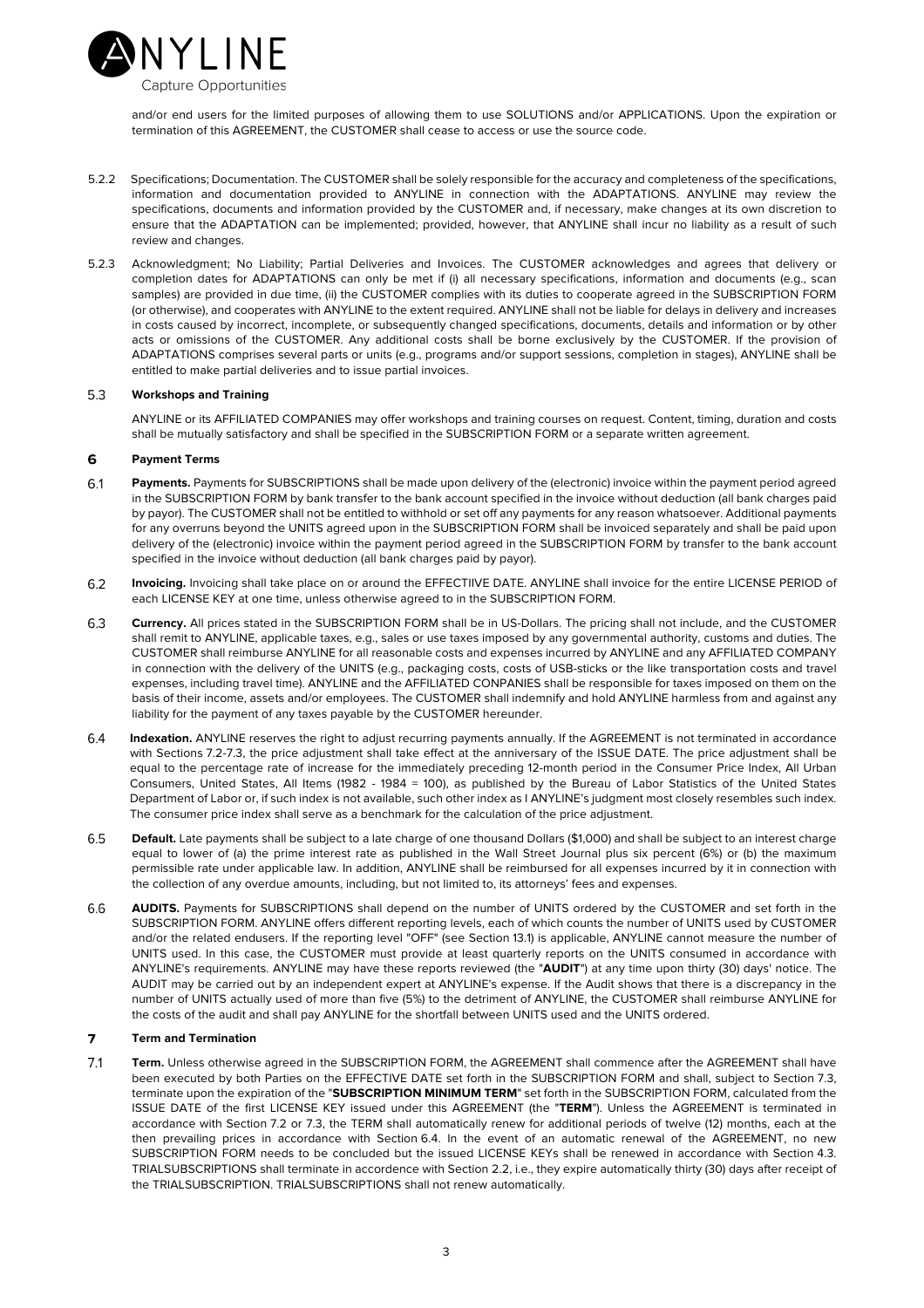and/or end users for the limited purposes of allowing them to use SOLUTIONS and/or APPLICATIONS. Upon the expiration or termination of this AGREEMENT, the CUSTOMER shall cease to access or use the source code.

5.2.2 Specifications; Documentation. The CUSTOMER shall be solely responsible for the accuracy and completeness of the specifications, information and documentation provided to ANYLINE in connection with the ADAPTATIONS. ANYLINE may review the specifications, documents and information provided by the CUSTOMER and, if necessary, make changes at its own discretion to ensure that the ADAPTATION can be implemented; provided, however, that ANYLINE shall incur no liability as a result of such review and changes.

5.2.3 Acknowledgment; No Liability; Partial Deliveries and Invoices. The CUSTOMER acknowledges and agrees that delivery or completion dates for ADAPTATIONS can only be met if (i) all necessary specifications, information and documents (e.g., scan samples) are provided in due time, (ii) the CUSTOMER complies with its duties to cooperate agreed in the SUBSCRIPTION FORM (or otherwise), and cooperates with ANYLINE to the extent required. ANYLINE shall not be liable for delays in delivery and increases in costs caused by incorrect, incomplete, or subsequently changed specifications, documents, details and information or by other acts or omissions of the CUSTOMER. Any additional costs shall be borne exclusively by the CUSTOMER. If the provision of ADAPTATIONS comprises several parts or units (e.g., programs and/or support sessions, completion in stages), ANYLINE shall be entitled to make partial deliveries and to issue partial invoices.

### 5.3 Workshops and Training

ANYLINE or its AFFILIATED COMPANIES may offer workshops and training courses on request. Content, timing, duration and costs shall be mutually satisfactory and shall be specified in the SUBSCRIPTION FORM or a separate written agreement.

## 6 Payment Terms

6.1 **Payments.** Payments for SUBSCRIPTIONS shall be made upon delivery of the (electronic) invoice within the payment period agreed in the SUBSCRIPTION FORM by bank transfer to the bank account specified in the invoice without deduction (all bank charges paid by payor). The CUSTOMER shall not be entitled to withhold or set off any payments for any reason whatsoever. Additional payments for any overruns beyond the UNITS agreed upon in the SUBSCRIPTION FORM shall be invoiced separately and shall be paid upon delivery of the (electronic) invoice within the payment period agreed in the SUBSCRIPTION FORM by transfer to the bank account specified in the invoice without deduction (all bank charges paid by payor).

6.2 **Invoicing.** Invoicing shall take place on or around the EFFECTIIVE DATE. ANYLINE shall invoice for the entire LICENSE PERIOD of each LICENSE KEY at one time, unless otherwise agreed to in the SUBSCRIPTION FORM.

6.3 **Currency.** All prices stated in the SUBSCRIPTION FORM shall be in US-Dollars. The pricing shall not include, and the CUSTOMER shall remit to ANYLINE, applicable taxes, e.g., sales or use taxes imposed by any governmental authority, customs and duties. The CUSTOMER shall reimburse ANYLINE for all reasonable costs and expenses incurred by ANYLINE and any AFFILIATED COMPANY in connection with the delivery of the UNITS (e.g., packaging costs, costs of USB-sticks or the like transportation costs and travel expenses, including travel time). ANYLINE and the AFFILIATED CONPANIES shall be responsible for taxes imposed on them on the basis of their income, assets and/or employees. The CUSTOMER shall indemnify and hold ANYLINE harmless from and against any liability for the payment of any taxes payable by the CUSTOMER hereunder.

6.4 **Indexation.** ANYLINE reserves the right to adjust recurring payments annually. If the AGREEMENT is not terminated in accordance with Sections 7.2-7.3, the price adjustment shall take effect at the anniversary of the ISSUE DATE. The price adjustment shall be equal to the percentage rate of increase for the immediately preceding 12-month period in the Consumer Price Index, All Urban Consumers, United States, All Items (1982 - 1984 = 100), as published by the Bureau of Labor Statistics of the United States Department of Labor or, if such index is not available, such other index as I ANYLINE's judgment most closely resembles such index. The consumer price index shall serve as a benchmark for the calculation of the price adjustment.

6.5 **Default.** Late payments shall be subject to a late charge of one thousand Dollars ($1,000) and shall be subject to an interest charge equal to lower of (a) the prime interest rate as published in the Wall Street Journal plus six percent (6%) or (b) the maximum permissible rate under applicable law. In addition, ANYLINE shall be reimbursed for all expenses incurred by it in connection with the collection of any overdue amounts, including, but not limited to, its attorneys' fees and expenses.

6.6 **AUDITS.** Payments for SUBSCRIPTIONS shall depend on the number of UNITS ordered by the CUSTOMER and set forth in the SUBSCRIPTION FORM. ANYLINE offers different reporting levels, each of which counts the number of UNITS used by CUSTOMER and/or the related endusers. If the reporting level "OFF" (see Section 13.1) is applicable, ANYLINE cannot measure the number of UNITS used. In this case, the CUSTOMER must provide at least quarterly reports on the UNITS consumed in accordance with ANYLINE's requirements. ANYLINE may have these reports reviewed (the "**AUDIT**") at any time upon thirty (30) days' notice. The AUDIT may be carried out by an independent expert at ANYLINE's expense. If the Audit shows that there is a discrepancy in the number of UNITS actually used of more than five (5%) to the detriment of ANYLINE, the CUSTOMER shall reimburse ANYLINE for the costs of the audit and shall pay ANYLINE for the shortfall between UNITS used and the UNITS ordered.

## 7 Term and Termination

7.1 **Term.** Unless otherwise agreed in the SUBSCRIPTION FORM, the AGREEMENT shall commence after the AGREEMENT shall have been executed by both Parties on the EFFECTIVE DATE set forth in the SUBSCRIPTION FORM and shall, subject to Section 7.3, terminate upon the expiration of the "**SUBSCRIPTION MINIMUM TERM**" set forth in the SUBSCRIPTION FORM, calculated from the ISSUE DATE of the first LICENSE KEY issued under this AGREEMENT (the "**TERM**"). Unless the AGREEMENT is terminated in accordance with Section 7.2 or 7.3, the TERM shall automatically renew for additional periods of twelve (12) months, each at the then prevailing prices in accordance with Section 6.4. In the event of an automatic renewal of the AGREEMENT, no new SUBSCRIPTION FORM needs to be concluded but the issued LICENSE KEYs shall be renewed in accordance with Section 4.3. TRIALSUBSCRIPTIONS shall terminate in accordence with Section 2.2, i.e., they expire automatically thirty (30) days after receipt of the TRIALSUBSCRIPTION. TRIALSUBSCRIPTIONS shall not renew automatically.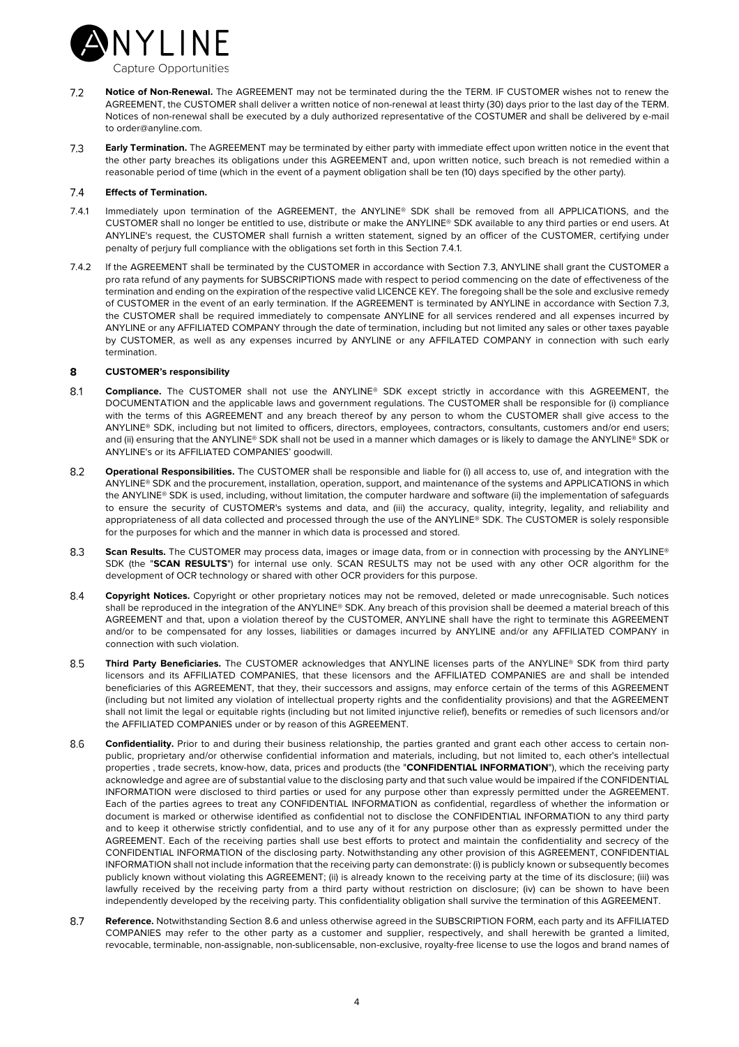**7.2 Notice of Non-Renewal.** The AGREEMENT may not be terminated during the the TERM. IF CUSTOMER wishes not to renew the AGREEMENT, the CUSTOMER shall deliver a written notice of non-renewal at least thirty (30) days prior to the last day of the TERM. Notices of non-renewal shall be executed by a duly authorized representative of the COSTUMER and shall be delivered by e-mail to order@anyline.com.

**7.3 Early Termination.** The AGREEMENT may be terminated by either party with immediate effect upon written notice in the event that the other party breaches its obligations under this AGREEMENT and, upon written notice, such breach is not remedied within a reasonable period of time (which in the event of a payment obligation shall be ten (10) days specified by the other party).

**7.4 Effects of Termination.**

7.4.1 Immediately upon termination of the AGREEMENT, the ANYLINE® SDK shall be removed from all APPLICATIONS, and the CUSTOMER shall no longer be entitled to use, distribute or make the ANYLINE® SDK available to any third parties or end users. At ANYLINE's request, the CUSTOMER shall furnish a written statement, signed by an officer of the CUSTOMER, certifying under penalty of perjury full compliance with the obligations set forth in this Section 7.4.1.

7.4.2 If the AGREEMENT shall be terminated by the CUSTOMER in accordance with Section 7.3, ANYLINE shall grant the CUSTOMER a pro rata refund of any payments for SUBSCRIPTIONS made with respect to period commencing on the date of effectiveness of the termination and ending on the expiration of the respective valid LICENCE KEY. The foregoing shall be the sole and exclusive remedy of CUSTOMER in the event of an early termination. If the AGREEMENT is terminated by ANYLINE in accordance with Section 7.3, the CUSTOMER shall be required immediately to compensate ANYLINE for all services rendered and all expenses incurred by ANYLINE or any AFFILIATED COMPANY through the date of termination, including but not limited any sales or other taxes payable by CUSTOMER, as well as any expenses incurred by ANYLINE or any AFFILATED COMPANY in connection with such early termination.

## 8 CUSTOMER's responsibility

**8.1 Compliance.** The CUSTOMER shall not use the ANYLINE® SDK except strictly in accordance with this AGREEMENT, the DOCUMENTATION and the applicable laws and government regulations. The CUSTOMER shall be responsible for (i) compliance with the terms of this AGREEMENT and any breach thereof by any person to whom the CUSTOMER shall give access to the ANYLINE® SDK, including but not limited to officers, directors, employees, contractors, consultants, customers and/or end users; and (ii) ensuring that the ANYLINE® SDK shall not be used in a manner which damages or is likely to damage the ANYLINE® SDK or ANYLINE's or its AFFILIATED COMPANIES' goodwill.

**8.2 Operational Responsibilities.** The CUSTOMER shall be responsible and liable for (i) all access to, use of, and integration with the ANYLINE® SDK and the procurement, installation, operation, support, and maintenance of the systems and APPLICATIONS in which the ANYLINE® SDK is used, including, without limitation, the computer hardware and software (ii) the implementation of safeguards to ensure the security of CUSTOMER's systems and data, and (iii) the accuracy, quality, integrity, legality, and reliability and appropriateness of all data collected and processed through the use of the ANYLINE® SDK. The CUSTOMER is solely responsible for the purposes for which and the manner in which data is processed and stored.

**8.3 Scan Results.** The CUSTOMER may process data, images or image data, from or in connection with processing by the ANYLINE® SDK (the "**SCAN RESULTS**") for internal use only. SCAN RESULTS may not be used with any other OCR algorithm for the development of OCR technology or shared with other OCR providers for this purpose.

**8.4 Copyright Notices.** Copyright or other proprietary notices may not be removed, deleted or made unrecognisable. Such notices shall be reproduced in the integration of the ANYLINE® SDK. Any breach of this provision shall be deemed a material breach of this AGREEMENT and that, upon a violation thereof by the CUSTOMER, ANYLINE shall have the right to terminate this AGREEMENT and/or to be compensated for any losses, liabilities or damages incurred by ANYLINE and/or any AFFILIATED COMPANY in connection with such violation.

**8.5 Third Party Beneficiaries.** The CUSTOMER acknowledges that ANYLINE licenses parts of the ANYLINE® SDK from third party licensors and its AFFILIATED COMPANIES, that these licensors and the AFFILIATED COMPANIES are and shall be intended beneficiaries of this AGREEMENT, that they, their successors and assigns, may enforce certain of the terms of this AGREEMENT (including but not limited any violation of intellectual property rights and the confidentiality provisions) and that the AGREEMENT shall not limit the legal or equitable rights (including but not limited injunctive relief), benefits or remedies of such licensors and/or the AFFILIATED COMPANIES under or by reason of this AGREEMENT.

**8.6 Confidentiality.** Prior to and during their business relationship, the parties granted and grant each other access to certain non-public, proprietary and/or otherwise confidential information and materials, including, but not limited to, each other's intellectual properties , trade secrets, know-how, data, prices and products (the "**CONFIDENTIAL INFORMATION**"), which the receiving party acknowledge and agree are of substantial value to the disclosing party and that such value would be impaired if the CONFIDENTIAL INFORMATION were disclosed to third parties or used for any purpose other than expressly permitted under the AGREEMENT. Each of the parties agrees to treat any CONFIDENTIAL INFORMATION as confidential, regardless of whether the information or document is marked or otherwise identified as confidential not to disclose the CONFIDENTIAL INFORMATION to any third party and to keep it otherwise strictly confidential, and to use any of it for any purpose other than as expressly permitted under the AGREEMENT. Each of the receiving parties shall use best efforts to protect and maintain the confidentiality and secrecy of the CONFIDENTIAL INFORMATION of the disclosing party. Notwithstanding any other provision of this AGREEMENT, CONFIDENTIAL INFORMATION shall not include information that the receiving party can demonstrate: (i) is publicly known or subsequently becomes publicly known without violating this AGREEMENT; (ii) is already known to the receiving party at the time of its disclosure; (iii) was lawfully received by the receiving party from a third party without restriction on disclosure; (iv) can be shown to have been independently developed by the receiving party. This confidentiality obligation shall survive the termination of this AGREEMENT.

**8.7 Reference.** Notwithstanding Section 8.6 and unless otherwise agreed in the SUBSCRIPTION FORM, each party and its AFFILIATED COMPANIES may refer to the other party as a customer and supplier, respectively, and shall herewith be granted a limited, revocable, terminable, non-assignable, non-sublicensable, non-exclusive, royalty-free license to use the logos and brand names of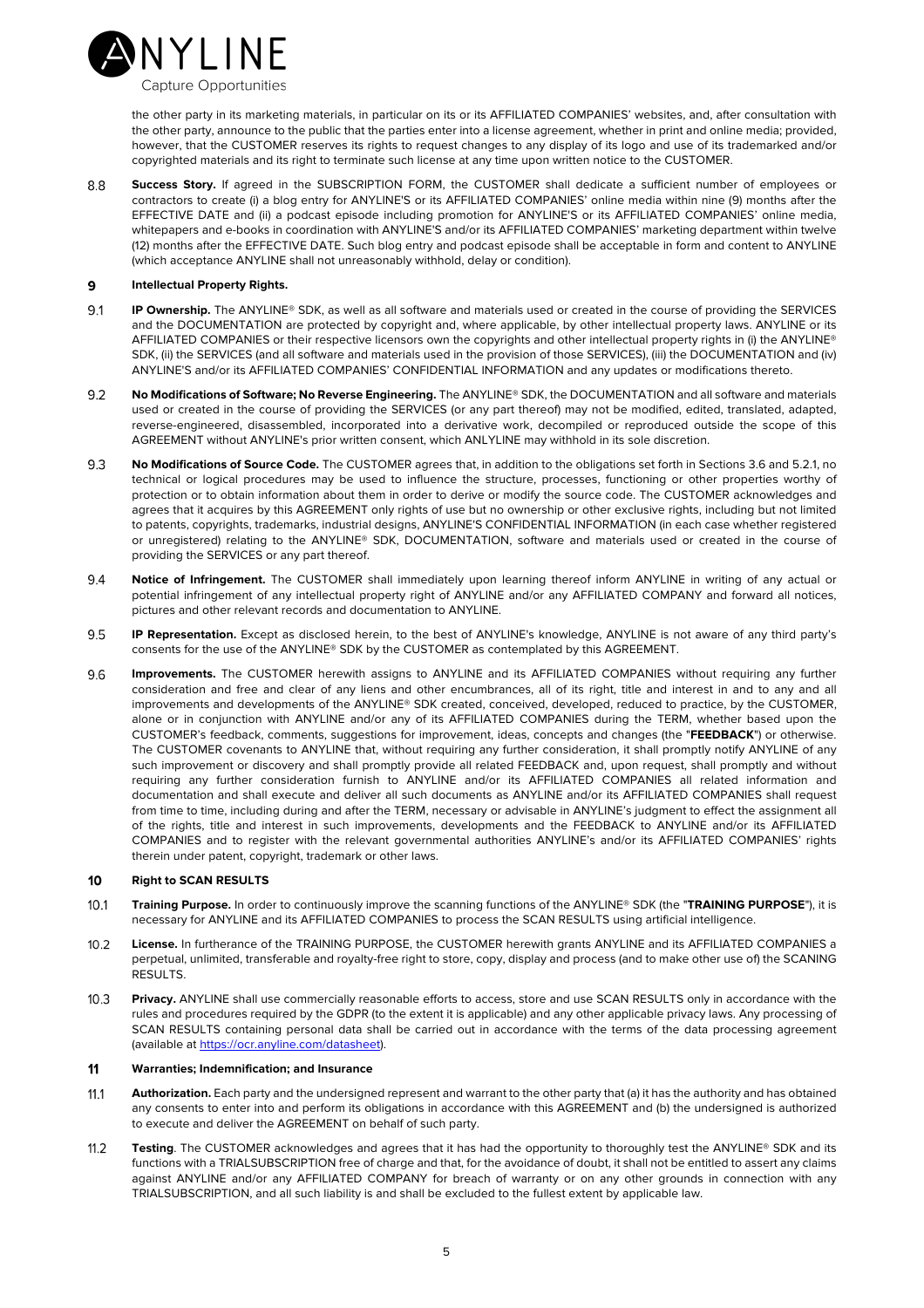the other party in its marketing materials, in particular on its or its AFFILIATED COMPANIES' websites, and, after consultation with the other party, announce to the public that the parties enter into a license agreement, whether in print and online media; provided, however, that the CUSTOMER reserves its rights to request changes to any display of its logo and use of its trademarked and/or copyrighted materials and its right to terminate such license at any time upon written notice to the CUSTOMER.

8.8 **Success Story.** If agreed in the SUBSCRIPTION FORM, the CUSTOMER shall dedicate a sufficient number of employees or contractors to create (i) a blog entry for ANYLINE'S or its AFFILIATED COMPANIES' online media within nine (9) months after the EFFECTIVE DATE and (ii) a podcast episode including promotion for ANYLINE'S or its AFFILIATED COMPANIES' online media, whitepapers and e-books in coordination with ANYLINE'S and/or its AFFILIATED COMPANIES' marketing department within twelve (12) months after the EFFECTIVE DATE. Such blog entry and podcast episode shall be acceptable in form and content to ANYLINE (which acceptance ANYLINE shall not unreasonably withhold, delay or condition).

## 9 Intellectual Property Rights.

9.1 **IP Ownership.** The ANYLINE® SDK, as well as all software and materials used or created in the course of providing the SERVICES and the DOCUMENTATION are protected by copyright and, where applicable, by other intellectual property laws. ANYLINE or its AFFILIATED COMPANIES or their respective licensors own the copyrights and other intellectual property rights in (i) the ANYLINE® SDK, (ii) the SERVICES (and all software and materials used in the provision of those SERVICES), (iii) the DOCUMENTATION and (iv) ANYLINE'S and/or its AFFILIATED COMPANIES' CONFIDENTIAL INFORMATION and any updates or modifications thereto.

9.2 **No Modifications of Software; No Reverse Engineering.** The ANYLINE® SDK, the DOCUMENTATION and all software and materials used or created in the course of providing the SERVICES (or any part thereof) may not be modified, edited, translated, adapted, reverse-engineered, disassembled, incorporated into a derivative work, decompiled or reproduced outside the scope of this AGREEMENT without ANYLINE's prior written consent, which ANLYLINE may withhold in its sole discretion.

9.3 **No Modifications of Source Code.** The CUSTOMER agrees that, in addition to the obligations set forth in Sections 3.6 and 5.2.1, no technical or logical procedures may be used to influence the structure, processes, functioning or other properties worthy of protection or to obtain information about them in order to derive or modify the source code. The CUSTOMER acknowledges and agrees that it acquires by this AGREEMENT only rights of use but no ownership or other exclusive rights, including but not limited to patents, copyrights, trademarks, industrial designs, ANYLINE'S CONFIDENTIAL INFORMATION (in each case whether registered or unregistered) relating to the ANYLINE® SDK, DOCUMENTATION, software and materials used or created in the course of providing the SERVICES or any part thereof.

9.4 **Notice of Infringement.** The CUSTOMER shall immediately upon learning thereof inform ANYLINE in writing of any actual or potential infringement of any intellectual property right of ANYLINE and/or any AFFILIATED COMPANY and forward all notices, pictures and other relevant records and documentation to ANYLINE.

9.5 **IP Representation.** Except as disclosed herein, to the best of ANYLINE's knowledge, ANYLINE is not aware of any third party's consents for the use of the ANYLINE® SDK by the CUSTOMER as contemplated by this AGREEMENT.

9.6 **Improvements.** The CUSTOMER herewith assigns to ANYLINE and its AFFILIATED COMPANIES without requiring any further consideration and free and clear of any liens and other encumbrances, all of its right, title and interest in and to any and all improvements and developments of the ANYLINE® SDK created, conceived, developed, reduced to practice, by the CUSTOMER, alone or in conjunction with ANYLINE and/or any of its AFFILIATED COMPANIES during the TERM, whether based upon the CUSTOMER's feedback, comments, suggestions for improvement, ideas, concepts and changes (the "**FEEDBACK**") or otherwise. The CUSTOMER covenants to ANYLINE that, without requiring any further consideration, it shall promptly notify ANYLINE of any such improvement or discovery and shall promptly provide all related FEEDBACK and, upon request, shall promptly and without requiring any further consideration furnish to ANYLINE and/or its AFFILIATED COMPANIES all related information and documentation and shall execute and deliver all such documents as ANYLINE and/or its AFFILIATED COMPANIES shall request from time to time, including during and after the TERM, necessary or advisable in ANYLINE's judgment to effect the assignment all of the rights, title and interest in such improvements, developments and the FEEDBACK to ANYLINE and/or its AFFILIATED COMPANIES and to register with the relevant governmental authorities ANYLINE's and/or its AFFILIATED COMPANIES' rights therein under patent, copyright, trademark or other laws.

## 10 Right to SCAN RESULTS

10.1 **Training Purpose.** In order to continuously improve the scanning functions of the ANYLINE® SDK (the "**TRAINING PURPOSE**"), it is necessary for ANYLINE and its AFFILIATED COMPANIES to process the SCAN RESULTS using artificial intelligence.

10.2 **License.** In furtherance of the TRAINING PURPOSE, the CUSTOMER herewith grants ANYLINE and its AFFILIATED COMPANIES a perpetual, unlimited, transferable and royalty-free right to store, copy, display and process (and to make other use of) the SCANING RESULTS.

10.3 **Privacy.** ANYLINE shall use commercially reasonable efforts to access, store and use SCAN RESULTS only in accordance with the rules and procedures required by the GDPR (to the extent it is applicable) and any other applicable privacy laws. Any processing of SCAN RESULTS containing personal data shall be carried out in accordance with the terms of the data processing agreement (available at https://ocr.anyline.com/datasheet).

## 11 Warranties; Indemnification; and Insurance

11.1 **Authorization.** Each party and the undersigned represent and warrant to the other party that (a) it has the authority and has obtained any consents to enter into and perform its obligations in accordance with this AGREEMENT and (b) the undersigned is authorized to execute and deliver the AGREEMENT on behalf of such party.

11.2 **Testing**. The CUSTOMER acknowledges and agrees that it has had the opportunity to thoroughly test the ANYLINE® SDK and its functions with a TRIALSUBSCRIPTION free of charge and that, for the avoidance of doubt, it shall not be entitled to assert any claims against ANYLINE and/or any AFFILIATED COMPANY for breach of warranty or on any other grounds in connection with any TRIALSUBSCRIPTION, and all such liability is and shall be excluded to the fullest extent by applicable law.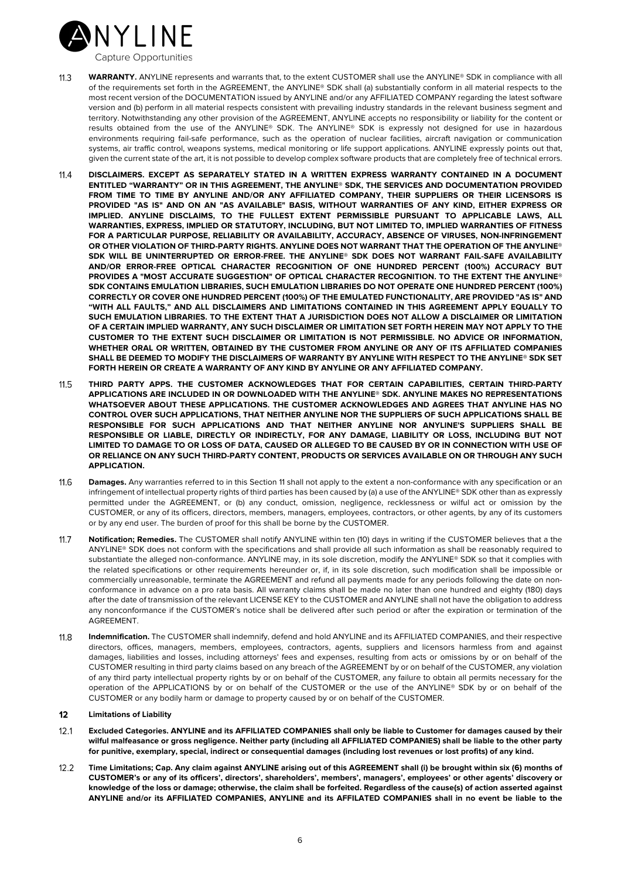11.3 **WARRANTY.** ANYLINE represents and warrants that, to the extent CUSTOMER shall use the ANYLINE® SDK in compliance with all of the requirements set forth in the AGREEMENT, the ANYLINE® SDK shall (a) substantially conform in all material respects to the most recent version of the DOCUMENTATION issued by ANYLINE and/or any AFFILIATED COMPANY regarding the latest software version and (b) perform in all material respects consistent with prevailing industry standards in the relevant business segment and territory. Notwithstanding any other provision of the AGREEMENT, ANYLINE accepts no responsibility or liability for the content or results obtained from the use of the ANYLINE® SDK. The ANYLINE® SDK is expressly not designed for use in hazardous environments requiring fail-safe performance, such as the operation of nuclear facilities, aircraft navigation or communication systems, air traffic control, weapons systems, medical monitoring or life support applications. ANYLINE expressly points out that, given the current state of the art, it is not possible to develop complex software products that are completely free of technical errors.

11.4 **DISCLAIMERS. EXCEPT AS SEPARATELY STATED IN A WRITTEN EXPRESS WARRANTY CONTAINED IN A DOCUMENT ENTITLED "WARRANTY" OR IN THIS AGREEMENT, THE ANYLINE® SDK, THE SERVICES AND DOCUMENTATION PROVIDED FROM TIME TO TIME BY ANYLINE AND/OR ANY AFFILIATED COMPANY, THEIR SUPPLIERS OR THEIR LICENSORS IS PROVIDED "AS IS" AND ON AN "AS AVAILABLE" BASIS, WITHOUT WARRANTIES OF ANY KIND, EITHER EXPRESS OR IMPLIED. ANYLINE DISCLAIMS, TO THE FULLEST EXTENT PERMISSIBLE PURSUANT TO APPLICABLE LAWS, ALL WARRANTIES, EXPRESS, IMPLIED OR STATUTORY, INCLUDING, BUT NOT LIMITED TO, IMPLIED WARRANTIES OF FITNESS FOR A PARTICULAR PURPOSE, RELIABILITY OR AVAILABILITY, ACCURACY, ABSENCE OF VIRUSES, NON-INFRINGEMENT OR OTHER VIOLATION OF THIRD-PARTY RIGHTS. ANYLINE DOES NOT WARRANT THAT THE OPERATION OF THE ANYLINE® SDK WILL BE UNINTERRUPTED OR ERROR-FREE. THE ANYLINE® SDK DOES NOT WARRANT FAIL-SAFE AVAILABILITY AND/OR ERROR-FREE OPTICAL CHARACTER RECOGNITION OF ONE HUNDRED PERCENT (100%) ACCURACY BUT PROVIDES A "MOST ACCURATE SUGGESTION" OF OPTICAL CHARACTER RECOGNITION. TO THE EXTENT THE ANYLINE® SDK CONTAINS EMULATION LIBRARIES, SUCH EMULATION LIBRARIES DO NOT OPERATE ONE HUNDRED PERCENT (100%) CORRECTLY OR COVER ONE HUNDRED PERCENT (100%) OF THE EMULATED FUNCTIONALITY, ARE PROVIDED "AS IS" AND "WITH ALL FAULTS," AND ALL DISCLAIMERS AND LIMITATIONS CONTAINED IN THIS AGREEMENT APPLY EQUALLY TO SUCH EMULATION LIBRARIES. TO THE EXTENT THAT A JURISDICTION DOES NOT ALLOW A DISCLAIMER OR LIMITATION OF A CERTAIN IMPLIED WARRANTY, ANY SUCH DISCLAIMER OR LIMITATION SET FORTH HEREIN MAY NOT APPLY TO THE CUSTOMER TO THE EXTENT SUCH DISCLAIMER OR LIMITATION IS NOT PERMISSIBLE. NO ADVICE OR INFORMATION, WHETHER ORAL OR WRITTEN, OBTAINED BY THE CUSTOMER FROM ANYLINE OR ANY OF ITS AFFILIATED COMPANIES SHALL BE DEEMED TO MODIFY THE DISCLAIMERS OF WARRANTY BY ANYLINE WITH RESPECT TO THE ANYLINE® SDK SET FORTH HEREIN OR CREATE A WARRANTY OF ANY KIND BY ANYLINE OR ANY AFFILIATED COMPANY.**

11.5 **THIRD PARTY APPS. THE CUSTOMER ACKNOWLEDGES THAT FOR CERTAIN CAPABILITIES, CERTAIN THIRD-PARTY APPLICATIONS ARE INCLUDED IN OR DOWNLOADED WITH THE ANYLINE® SDK. ANYLINE MAKES NO REPRESENTATIONS WHATSOEVER ABOUT THESE APPLICATIONS. THE CUSTOMER ACKNOWLEDGES AND AGREES THAT ANYLINE HAS NO CONTROL OVER SUCH APPLICATIONS, THAT NEITHER ANYLINE NOR THE SUPPLIERS OF SUCH APPLICATIONS SHALL BE RESPONSIBLE FOR SUCH APPLICATIONS AND THAT NEITHER ANYLINE NOR ANYLINE'S SUPPLIERS SHALL BE RESPONSIBLE OR LIABLE, DIRECTLY OR INDIRECTLY, FOR ANY DAMAGE, LIABILITY OR LOSS, INCLUDING BUT NOT LIMITED TO DAMAGE TO OR LOSS OF DATA, CAUSED OR ALLEGED TO BE CAUSED BY OR IN CONNECTION WITH USE OF OR RELIANCE ON ANY SUCH THIRD-PARTY CONTENT, PRODUCTS OR SERVICES AVAILABLE ON OR THROUGH ANY SUCH APPLICATION.**

11.6 **Damages.** Any warranties referred to in this Section 11 shall not apply to the extent a non-conformance with any specification or an infringement of intellectual property rights of third parties has been caused by (a) a use of the ANYLINE® SDK other than as expressly permitted under the AGREEMENT, or (b) any conduct, omission, negligence, recklessness or wilful act or omission by the CUSTOMER, or any of its officers, directors, members, managers, employees, contractors, or other agents, by any of its customers or by any end user. The burden of proof for this shall be borne by the CUSTOMER.

11.7 **Notification; Remedies.** The CUSTOMER shall notify ANYLINE within ten (10) days in writing if the CUSTOMER believes that a the ANYLINE® SDK does not conform with the specifications and shall provide all such information as shall be reasonably required to substantiate the alleged non-conformance. ANYLINE may, in its sole discretion, modify the ANYLINE® SDK so that it complies with the related specifications or other requirements hereunder or, if, in its sole discretion, such modification shall be impossible or commercially unreasonable, terminate the AGREEMENT and refund all payments made for any periods following the date on non-conformance in advance on a pro rata basis. All warranty claims shall be made no later than one hundred and eighty (180) days after the date of transmission of the relevant LICENSE KEY to the CUSTOMER and ANYLINE shall not have the obligation to address any nonconformance if the CUSTOMER's notice shall be delivered after such period or after the expiration or termination of the AGREEMENT.

11.8 **Indemnification.** The CUSTOMER shall indemnify, defend and hold ANYLINE and its AFFILIATED COMPANIES, and their respective directors, offices, managers, members, employees, contractors, agents, suppliers and licensors harmless from and against damages, liabilities and losses, including attorneys' fees and expenses, resulting from acts or omissions by or on behalf of the CUSTOMER resulting in third party claims based on any breach of the AGREEMENT by or on behalf of the CUSTOMER, any violation of any third party intellectual property rights by or on behalf of the CUSTOMER, any failure to obtain all permits necessary for the operation of the APPLICATIONS by or on behalf of the CUSTOMER or the use of the ANYLINE® SDK by or on behalf of the CUSTOMER or any bodily harm or damage to property caused by or on behalf of the CUSTOMER.

## 12 Limitations of Liability

12.1 **Excluded Categories. ANYLINE and its AFFILIATED COMPANIES shall only be liable to Customer for damages caused by their wilful malfeasance or gross negligence. Neither party (including all AFFILIATED COMPANIES) shall be liable to the other party for punitive, exemplary, special, indirect or consequential damages (including lost revenues or lost profits) of any kind.**

12.2 **Time Limitations; Cap. Any claim against ANYLINE arising out of this AGREEMENT shall (i) be brought within six (6) months of CUSTOMER's or any of its officers', directors', shareholders', members', managers', employees' or other agents' discovery or knowledge of the loss or damage; otherwise, the claim shall be forfeited. Regardless of the cause(s) of action asserted against ANYLINE and/or its AFFILIATED COMPANIES, ANYLINE and its AFFILATED COMPANIES shall in no event be liable to the**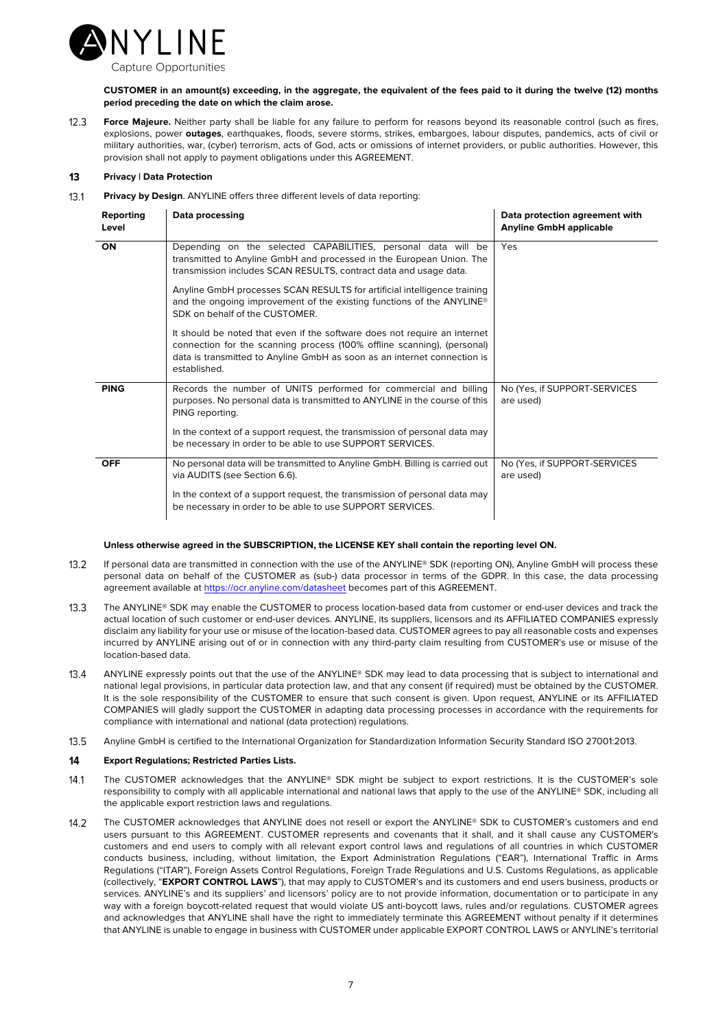**CUSTOMER in an amount(s) exceeding, in the aggregate, the equivalent of the fees paid to it during the twelve (12) months period preceding the date on which the claim arose.**

12.3 **Force Majeure.** Neither party shall be liable for any failure to perform for reasons beyond its reasonable control (such as fires, explosions, power **outages**, earthquakes, floods, severe storms, strikes, embargoes, labour disputes, pandemics, acts of civil or military authorities, war, (cyber) terrorism, acts of God, acts or omissions of internet providers, or public authorities. However, this provision shall not apply to payment obligations under this AGREEMENT.

## 13 Privacy | Data Protection

13.1 **Privacy by Design**. ANYLINE offers three different levels of data reporting:

| Reporting Level | Data processing | Data protection agreement with Anyline GmbH applicable |
|---|---|---|
| **ON** | Depending on the selected CAPABILITIES, personal data will be transmitted to Anyline GmbH and processed in the European Union. The transmission includes SCAN RESULTS, contract data and usage data.<br><br>Anyline GmbH processes SCAN RESULTS for artificial intelligence training and the ongoing improvement of the existing functions of the ANYLINE® SDK on behalf of the CUSTOMER.<br><br>It should be noted that even if the software does not require an internet connection for the scanning process (100% offline scanning), (personal) data is transmitted to Anyline GmbH as soon as an internet connection is established. | Yes |
| **PING** | Records the number of UNITS performed for commercial and billing purposes. No personal data is transmitted to ANYLINE in the course of this PING reporting.<br><br>In the context of a support request, the transmission of personal data may be necessary in order to be able to use SUPPORT SERVICES. | No (Yes, if SUPPORT-SERVICES are used) |
| **OFF** | No personal data will be transmitted to Anyline GmbH. Billing is carried out via AUDITS (see Section 6.6).<br><br>In the context of a support request, the transmission of personal data may be necessary in order to be able to use SUPPORT SERVICES. | No (Yes, if SUPPORT-SERVICES are used) |

**Unless otherwise agreed in the SUBSCRIPTION, the LICENSE KEY shall contain the reporting level ON.**

13.2 If personal data are transmitted in connection with the use of the ANYLINE® SDK (reporting ON), Anyline GmbH will process these personal data on behalf of the CUSTOMER as (sub-) data processor in terms of the GDPR. In this case, the data processing agreement available at https://ocr.anyline.com/datasheet becomes part of this AGREEMENT.

13.3 The ANYLINE® SDK may enable the CUSTOMER to process location-based data from customer or end-user devices and track the actual location of such customer or end-user devices. ANYLINE, its suppliers, licensors and its AFFILIATED COMPANIES expressly disclaim any liability for your use or misuse of the location-based data. CUSTOMER agrees to pay all reasonable costs and expenses incurred by ANYLINE arising out of or in connection with any third-party claim resulting from CUSTOMER's use or misuse of the location-based data.

13.4 ANYLINE expressly points out that the use of the ANYLINE® SDK may lead to data processing that is subject to international and national legal provisions, in particular data protection law, and that any consent (if required) must be obtained by the CUSTOMER. It is the sole responsibility of the CUSTOMER to ensure that such consent is given. Upon request, ANYLINE or its AFFILIATED COMPANIES will gladly support the CUSTOMER in adapting data processing processes in accordance with the requirements for compliance with international and national (data protection) regulations.

13.5 Anyline GmbH is certified to the International Organization for Standardization Information Security Standard ISO 27001:2013.

## 14 Export Regulations; Restricted Parties Lists.

14.1 The CUSTOMER acknowledges that the ANYLINE® SDK might be subject to export restrictions. It is the CUSTOMER's sole responsibility to comply with all applicable international and national laws that apply to the use of the ANYLINE® SDK, including all the applicable export restriction laws and regulations.

14.2 The CUSTOMER acknowledges that ANYLINE does not resell or export the ANYLINE® SDK to CUSTOMER's customers and end users pursuant to this AGREEMENT. CUSTOMER represents and covenants that it shall, and it shall cause any CUSTOMER's customers and end users to comply with all relevant export control laws and regulations of all countries in which CUSTOMER conducts business, including, without limitation, the Export Administration Regulations ("EAR"), International Traffic in Arms Regulations ("ITAR"), Foreign Assets Control Regulations, Foreign Trade Regulations and U.S. Customs Regulations, as applicable (collectively, "**EXPORT CONTROL LAWS**"), that may apply to CUSTOMER's and its customers and end users business, products or services. ANYLINE's and its suppliers' and licensors' policy are to not provide information, documentation or to participate in any way with a foreign boycott-related request that would violate US anti-boycott laws, rules and/or regulations. CUSTOMER agrees and acknowledges that ANYLINE shall have the right to immediately terminate this AGREEMENT without penalty if it determines that ANYLINE is unable to engage in business with CUSTOMER under applicable EXPORT CONTROL LAWS or ANYLINE's territorial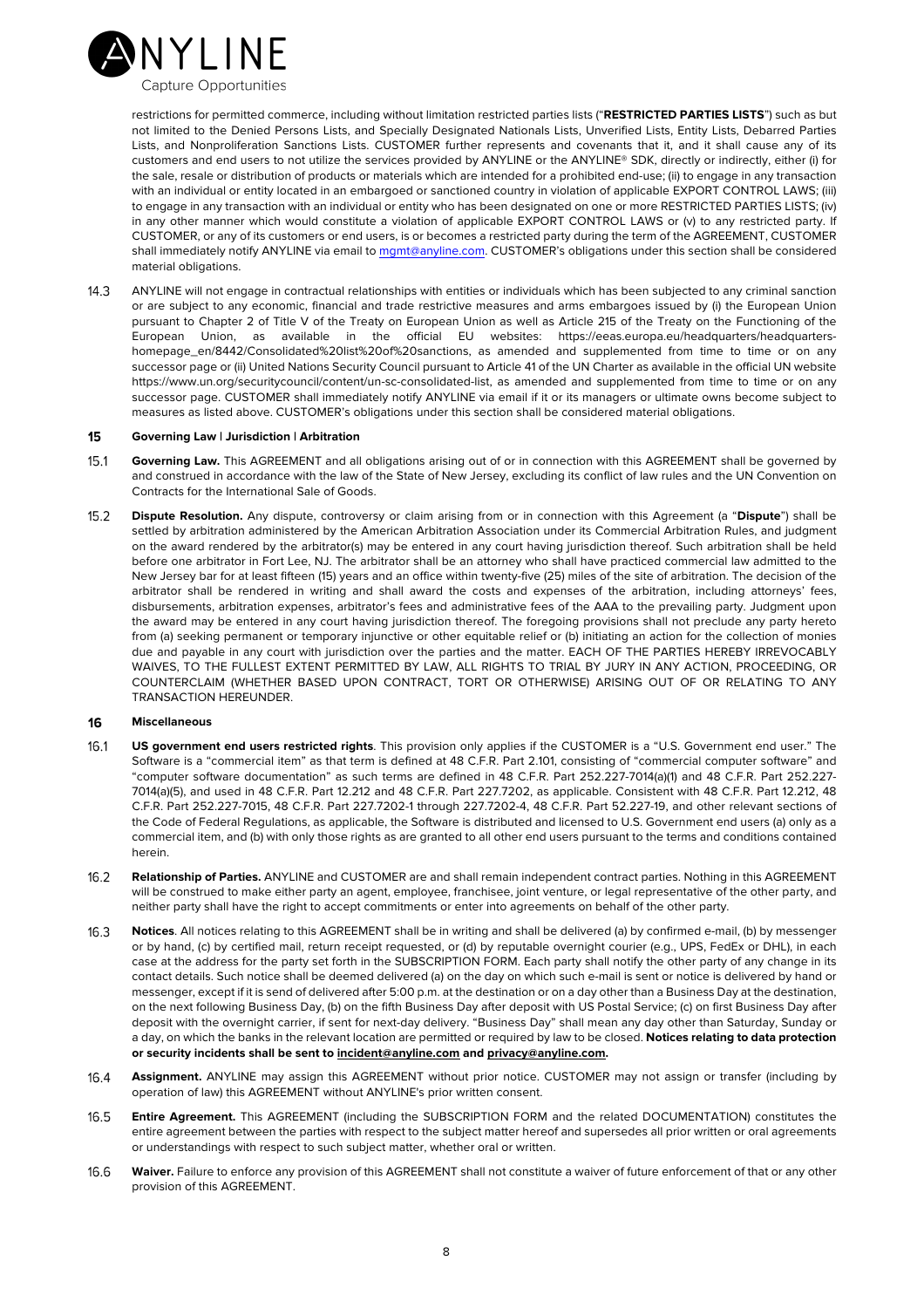restrictions for permitted commerce, including without limitation restricted parties lists ("**RESTRICTED PARTIES LISTS**") such as but not limited to the Denied Persons Lists, and Specially Designated Nationals Lists, Unverified Lists, Entity Lists, Debarred Parties Lists, and Nonproliferation Sanctions Lists. CUSTOMER further represents and covenants that it, and it shall cause any of its customers and end users to not utilize the services provided by ANYLINE or the ANYLINE® SDK, directly or indirectly, either (i) for the sale, resale or distribution of products or materials which are intended for a prohibited end-use; (ii) to engage in any transaction with an individual or entity located in an embargoed or sanctioned country in violation of applicable EXPORT CONTROL LAWS; (iii) to engage in any transaction with an individual or entity who has been designated on one or more RESTRICTED PARTIES LISTS; (iv) in any other manner which would constitute a violation of applicable EXPORT CONTROL LAWS or (v) to any restricted party. If CUSTOMER, or any of its customers or end users, is or becomes a restricted party during the term of the AGREEMENT, CUSTOMER shall immediately notify ANYLINE via email to mgmt@anyline.com. CUSTOMER's obligations under this section shall be considered material obligations.

14.3 ANYLINE will not engage in contractual relationships with entities or individuals which has been subjected to any criminal sanction or are subject to any economic, financial and trade restrictive measures and arms embargoes issued by (i) the European Union pursuant to Chapter 2 of Title V of the Treaty on European Union as well as Article 215 of the Treaty on the Functioning of the European Union, as available in the official EU websites: https://eeas.europa.eu/headquarters/headquarters-homepage_en/8442/Consolidated%20list%20of%20sanctions, as amended and supplemented from time to time or on any successor page or (ii) United Nations Security Council pursuant to Article 41 of the UN Charter as available in the official UN website https://www.un.org/securitycouncil/content/un-sc-consolidated-list, as amended and supplemented from time to time or on any successor page. CUSTOMER shall immediately notify ANYLINE via email if it or its managers or ultimate owns become subject to measures as listed above. CUSTOMER's obligations under this section shall be considered material obligations.

## 15 Governing Law | Jurisdiction | Arbitration

15.1 **Governing Law.** This AGREEMENT and all obligations arising out of or in connection with this AGREEMENT shall be governed by and construed in accordance with the law of the State of New Jersey, excluding its conflict of law rules and the UN Convention on Contracts for the International Sale of Goods.

15.2 **Dispute Resolution.** Any dispute, controversy or claim arising from or in connection with this Agreement (a "**Dispute**") shall be settled by arbitration administered by the American Arbitration Association under its Commercial Arbitration Rules, and judgment on the award rendered by the arbitrator(s) may be entered in any court having jurisdiction thereof. Such arbitration shall be held before one arbitrator in Fort Lee, NJ. The arbitrator shall be an attorney who shall have practiced commercial law admitted to the New Jersey bar for at least fifteen (15) years and an office within twenty-five (25) miles of the site of arbitration. The decision of the arbitrator shall be rendered in writing and shall award the costs and expenses of the arbitration, including attorneys' fees, disbursements, arbitration expenses, arbitrator's fees and administrative fees of the AAA to the prevailing party. Judgment upon the award may be entered in any court having jurisdiction thereof. The foregoing provisions shall not preclude any party hereto from (a) seeking permanent or temporary injunctive or other equitable relief or (b) initiating an action for the collection of monies due and payable in any court with jurisdiction over the parties and the matter. EACH OF THE PARTIES HEREBY IRREVOCABLY WAIVES, TO THE FULLEST EXTENT PERMITTED BY LAW, ALL RIGHTS TO TRIAL BY JURY IN ANY ACTION, PROCEEDING, OR COUNTERCLAIM (WHETHER BASED UPON CONTRACT, TORT OR OTHERWISE) ARISING OUT OF OR RELATING TO ANY TRANSACTION HEREUNDER.

## 16 Miscellaneous

16.1 **US government end users restricted rights**. This provision only applies if the CUSTOMER is a "U.S. Government end user." The Software is a "commercial item" as that term is defined at 48 C.F.R. Part 2.101, consisting of "commercial computer software" and "computer software documentation" as such terms are defined in 48 C.F.R. Part 252.227-7014(a)(1) and 48 C.F.R. Part 252.227-7014(a)(5), and used in 48 C.F.R. Part 12.212 and 48 C.F.R. Part 227.7202, as applicable. Consistent with 48 C.F.R. Part 12.212, 48 C.F.R. Part 252.227-7015, 48 C.F.R. Part 227.7202-1 through 227.7202-4, 48 C.F.R. Part 52.227-19, and other relevant sections of the Code of Federal Regulations, as applicable, the Software is distributed and licensed to U.S. Government end users (a) only as a commercial item, and (b) with only those rights as are granted to all other end users pursuant to the terms and conditions contained herein.

16.2 **Relationship of Parties.** ANYLINE and CUSTOMER are and shall remain independent contract parties. Nothing in this AGREEMENT will be construed to make either party an agent, employee, franchisee, joint venture, or legal representative of the other party, and neither party shall have the right to accept commitments or enter into agreements on behalf of the other party.

16.3 **Notices**. All notices relating to this AGREEMENT shall be in writing and shall be delivered (a) by confirmed e-mail, (b) by messenger or by hand, (c) by certified mail, return receipt requested, or (d) by reputable overnight courier (e.g., UPS, FedEx or DHL), in each case at the address for the party set forth in the SUBSCRIPTION FORM. Each party shall notify the other party of any change in its contact details. Such notice shall be deemed delivered (a) on the day on which such e-mail is sent or notice is delivered by hand or messenger, except if it is send of delivered after 5:00 p.m. at the destination or on a day other than a Business Day at the destination, on the next following Business Day, (b) on the fifth Business Day after deposit with US Postal Service; (c) on first Business Day after deposit with the overnight carrier, if sent for next-day delivery. "Business Day" shall mean any day other than Saturday, Sunday or a day, on which the banks in the relevant location are permitted or required by law to be closed. **Notices relating to data protection or security incidents shall be sent to incident@anyline.com and privacy@anyline.com.**

16.4 **Assignment.** ANYLINE may assign this AGREEMENT without prior notice. CUSTOMER may not assign or transfer (including by operation of law) this AGREEMENT without ANYLINE's prior written consent.

16.5 **Entire Agreement.** This AGREEMENT (including the SUBSCRIPTION FORM and the related DOCUMENTATION) constitutes the entire agreement between the parties with respect to the subject matter hereof and supersedes all prior written or oral agreements or understandings with respect to such subject matter, whether oral or written.

16.6 **Waiver.** Failure to enforce any provision of this AGREEMENT shall not constitute a waiver of future enforcement of that or any other provision of this AGREEMENT.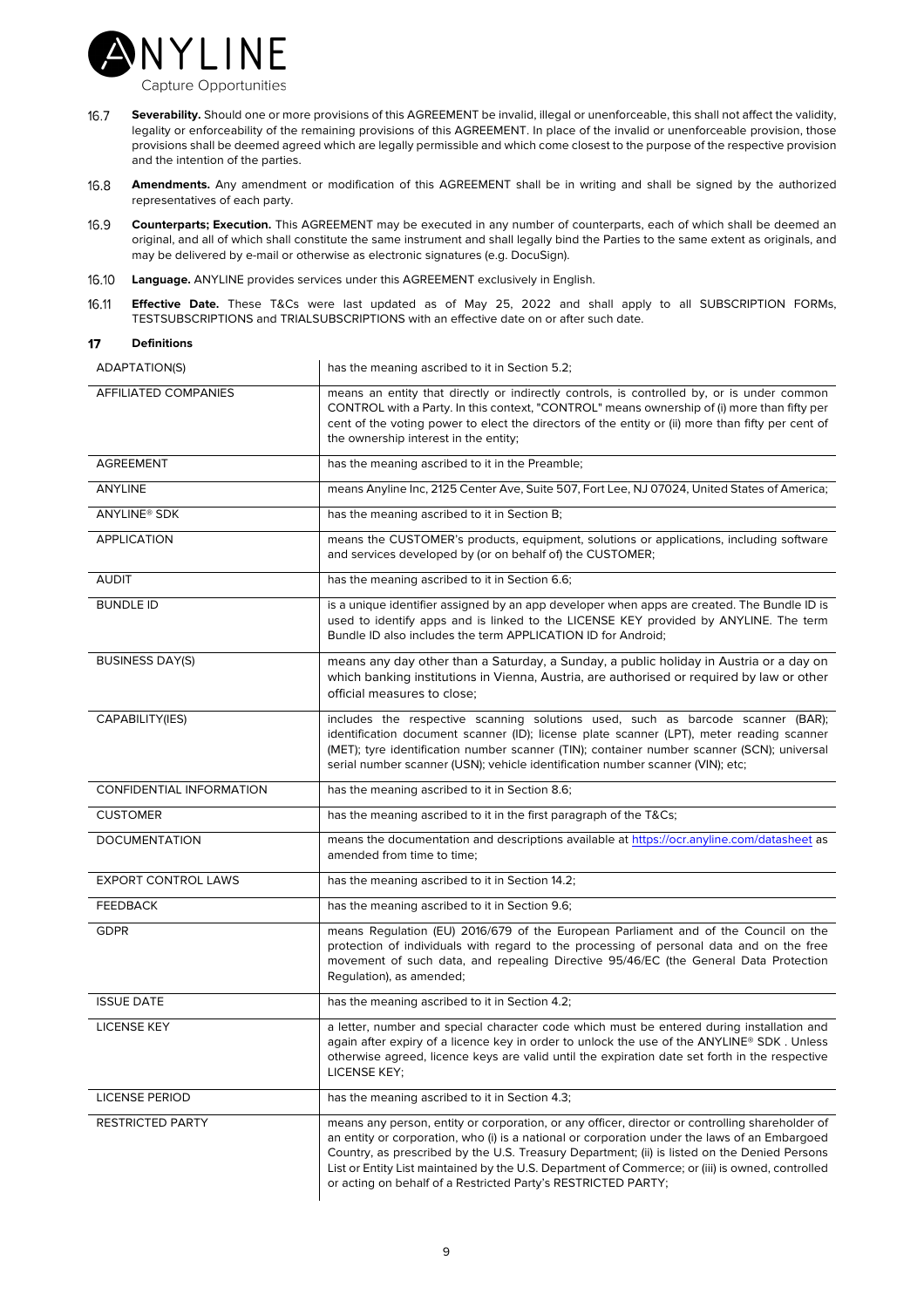16.7 **Severability.** Should one or more provisions of this AGREEMENT be invalid, illegal or unenforceable, this shall not affect the validity, legality or enforceability of the remaining provisions of this AGREEMENT. In place of the invalid or unenforceable provision, those provisions shall be deemed agreed which are legally permissible and which come closest to the purpose of the respective provision and the intention of the parties.

16.8 **Amendments.** Any amendment or modification of this AGREEMENT shall be in writing and shall be signed by the authorized representatives of each party.

16.9 **Counterparts; Execution.** This AGREEMENT may be executed in any number of counterparts, each of which shall be deemed an original, and all of which shall constitute the same instrument and shall legally bind the Parties to the same extent as originals, and may be delivered by e-mail or otherwise as electronic signatures (e.g. DocuSign).

16.10 **Language.** ANYLINE provides services under this AGREEMENT exclusively in English.

16.11 **Effective Date.** These T&Cs were last updated as of May 25, 2022 and shall apply to all SUBSCRIPTION FORMs, TESTSUBSCRIPTIONS and TRIALSUBSCRIPTIONS with an effective date on or after such date.

## 17 Definitions

| | |
|---|---|
| ADAPTATION(S) | has the meaning ascribed to it in Section 5.2; |
| AFFILIATED COMPANIES | means an entity that directly or indirectly controls, is controlled by, or is under common CONTROL with a Party. In this context, "CONTROL" means ownership of (i) more than fifty per cent of the voting power to elect the directors of the entity or (ii) more than fifty per cent of the ownership interest in the entity; |
| AGREEMENT | has the meaning ascribed to it in the Preamble; |
| ANYLINE | means Anyline Inc, 2125 Center Ave, Suite 507, Fort Lee, NJ 07024, United States of America; |
| ANYLINE® SDK | has the meaning ascribed to it in Section B; |
| APPLICATION | means the CUSTOMER's products, equipment, solutions or applications, including software and services developed by (or on behalf of) the CUSTOMER; |
| AUDIT | has the meaning ascribed to it in Section 6.6; |
| BUNDLE ID | is a unique identifier assigned by an app developer when apps are created. The Bundle ID is used to identify apps and is linked to the LICENSE KEY provided by ANYLINE. The term Bundle ID also includes the term APPLICATION ID for Android; |
| BUSINESS DAY(S) | means any day other than a Saturday, a Sunday, a public holiday in Austria or a day on which banking institutions in Vienna, Austria, are authorised or required by law or other official measures to close; |
| CAPABILITY(IES) | includes the respective scanning solutions used, such as barcode scanner (BAR); identification document scanner (ID); license plate scanner (LPT), meter reading scanner (MET); tyre identification number scanner (TIN); container number scanner (SCN); universal serial number scanner (USN); vehicle identification number scanner (VIN); etc; |
| CONFIDENTIAL INFORMATION | has the meaning ascribed to it in Section 8.6; |
| CUSTOMER | has the meaning ascribed to it in the first paragraph of the T&Cs; |
| DOCUMENTATION | means the documentation and descriptions available at https://ocr.anyline.com/datasheet as amended from time to time; |
| EXPORT CONTROL LAWS | has the meaning ascribed to it in Section 14.2; |
| FEEDBACK | has the meaning ascribed to it in Section 9.6; |
| GDPR | means Regulation (EU) 2016/679 of the European Parliament and of the Council on the protection of individuals with regard to the processing of personal data and on the free movement of such data, and repealing Directive 95/46/EC (the General Data Protection Regulation), as amended; |
| ISSUE DATE | has the meaning ascribed to it in Section 4.2; |
| LICENSE KEY | a letter, number and special character code which must be entered during installation and again after expiry of a licence key in order to unlock the use of the ANYLINE® SDK . Unless otherwise agreed, licence keys are valid until the expiration date set forth in the respective LICENSE KEY; |
| LICENSE PERIOD | has the meaning ascribed to it in Section 4.3; |
| RESTRICTED PARTY | means any person, entity or corporation, or any officer, director or controlling shareholder of an entity or corporation, who (i) is a national or corporation under the laws of an Embargoed Country, as prescribed by the U.S. Treasury Department; (ii) is listed on the Denied Persons List or Entity List maintained by the U.S. Department of Commerce; or (iii) is owned, controlled or acting on behalf of a Restricted Party's RESTRICTED PARTY; |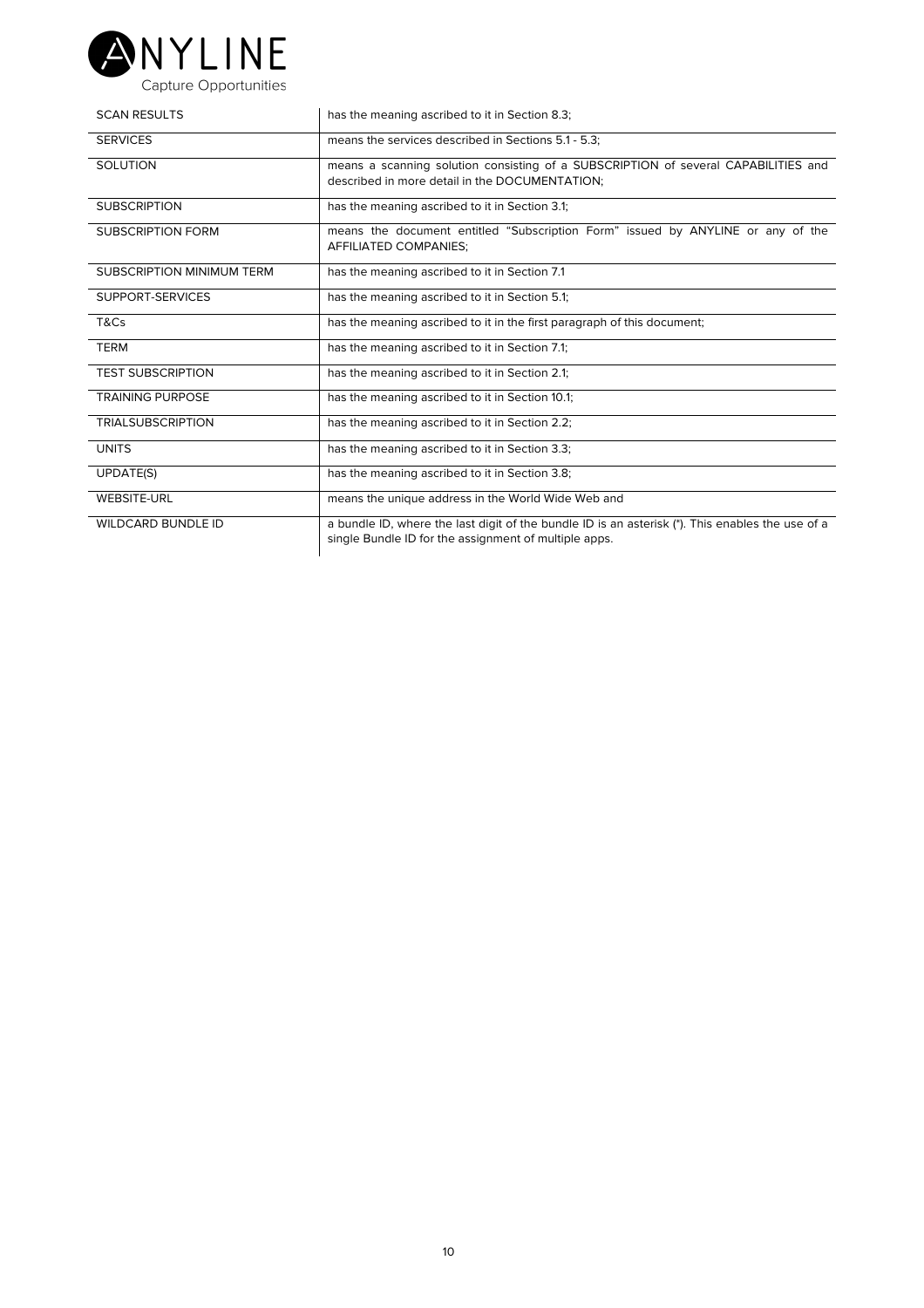| | |
|---|---|
| SCAN RESULTS | has the meaning ascribed to it in Section 8.3; |
| SERVICES | means the services described in Sections 5.1 - 5.3; |
| SOLUTION | means a scanning solution consisting of a SUBSCRIPTION of several CAPABILITIES and described in more detail in the DOCUMENTATION; |
| SUBSCRIPTION | has the meaning ascribed to it in Section 3.1; |
| SUBSCRIPTION FORM | means the document entitled "Subscription Form" issued by ANYLINE or any of the AFFILIATED COMPANIES; |
| SUBSCRIPTION MINIMUM TERM | has the meaning ascribed to it in Section 7.1 |
| SUPPORT-SERVICES | has the meaning ascribed to it in Section 5.1; |
| T&Cs | has the meaning ascribed to it in the first paragraph of this document; |
| TERM | has the meaning ascribed to it in Section 7.1; |
| TEST SUBSCRIPTION | has the meaning ascribed to it in Section 2.1; |
| TRAINING PURPOSE | has the meaning ascribed to it in Section 10.1; |
| TRIALSUBSCRIPTION | has the meaning ascribed to it in Section 2.2; |
| UNITS | has the meaning ascribed to it in Section 3.3; |
| UPDATE(S) | has the meaning ascribed to it in Section 3.8; |
| WEBSITE-URL | means the unique address in the World Wide Web and |
| WILDCARD BUNDLE ID | a bundle ID, where the last digit of the bundle ID is an asterisk (*). This enables the use of a single Bundle ID for the assignment of multiple apps. |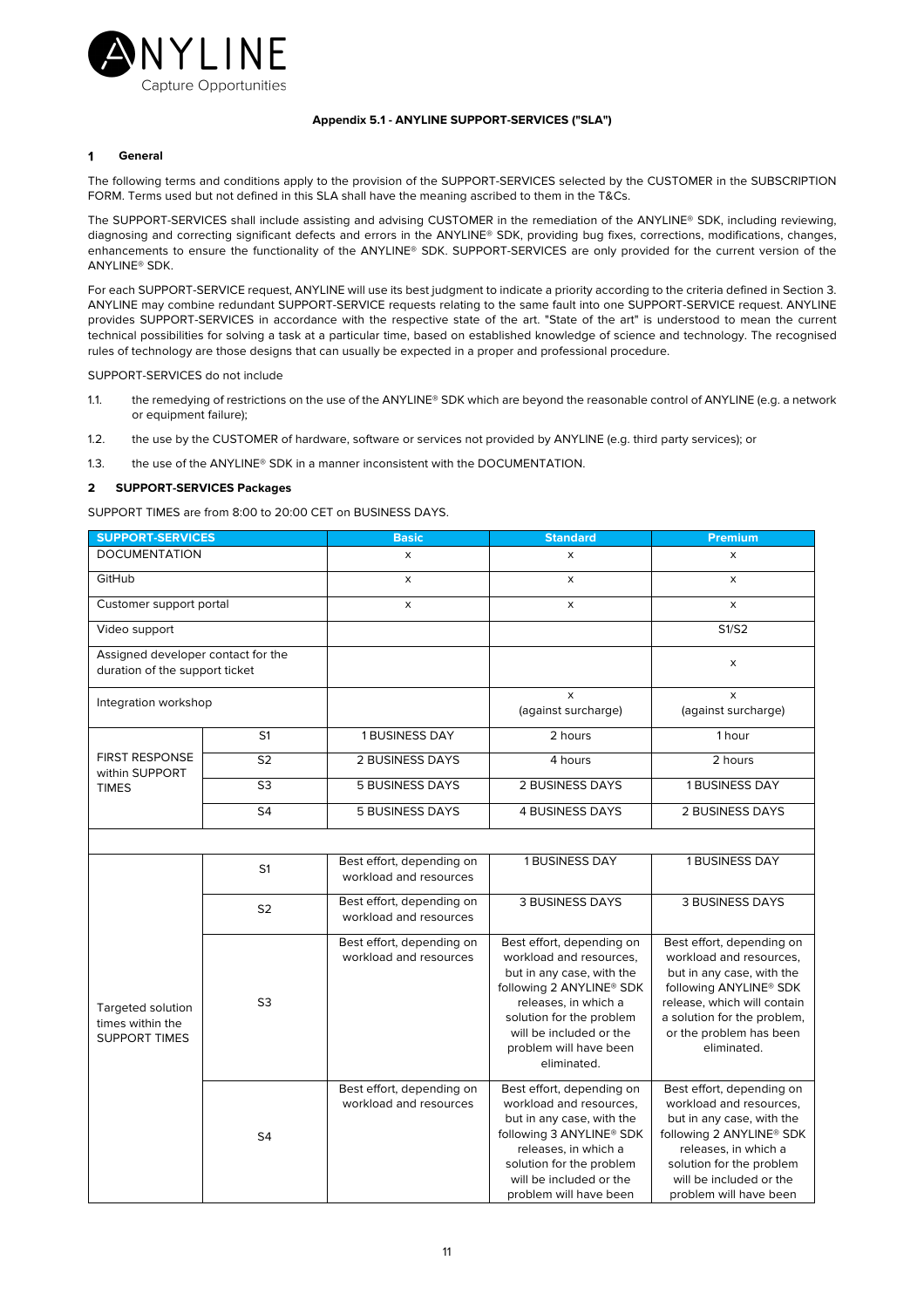**Appendix 5.1 - ANYLINE SUPPORT-SERVICES ("SLA")**

## 1 General

The following terms and conditions apply to the provision of the SUPPORT-SERVICES selected by the CUSTOMER in the SUBSCRIPTION FORM. Terms used but not defined in this SLA shall have the meaning ascribed to them in the T&Cs.

The SUPPORT-SERVICES shall include assisting and advising CUSTOMER in the remediation of the ANYLINE® SDK, including reviewing, diagnosing and correcting significant defects and errors in the ANYLINE® SDK, providing bug fixes, corrections, modifications, changes, enhancements to ensure the functionality of the ANYLINE® SDK. SUPPORT-SERVICES are only provided for the current version of the ANYLINE® SDK.

For each SUPPORT-SERVICE request, ANYLINE will use its best judgment to indicate a priority according to the criteria defined in Section 3. ANYLINE may combine redundant SUPPORT-SERVICE requests relating to the same fault into one SUPPORT-SERVICE request. ANYLINE provides SUPPORT-SERVICES in accordance with the respective state of the art. "State of the art" is understood to mean the current technical possibilities for solving a task at a particular time, based on established knowledge of science and technology. The recognised rules of technology are those designs that can usually be expected in a proper and professional procedure.

SUPPORT-SERVICES do not include

1.1. the remedying of restrictions on the use of the ANYLINE® SDK which are beyond the reasonable control of ANYLINE (e.g. a network or equipment failure);

1.2. the use by the CUSTOMER of hardware, software or services not provided by ANYLINE (e.g. third party services); or

1.3. the use of the ANYLINE® SDK in a manner inconsistent with the DOCUMENTATION.

## 2 SUPPORT-SERVICES Packages

SUPPORT TIMES are from 8:00 to 20:00 CET on BUSINESS DAYS.

| SUPPORT-SERVICES | | Basic | Standard | Premium |
|---|---|---|---|---|
| DOCUMENTATION | | x | x | x |
| GitHub | | x | x | x |
| Customer support portal | | x | x | x |
| Video support | | | | S1/S2 |
| Assigned developer contact for the duration of the support ticket | | | | x |
| Integration workshop | | | x (against surcharge) | x (against surcharge) |
| FIRST RESPONSE within SUPPORT TIMES | S1 | 1 BUSINESS DAY | 2 hours | 1 hour |
| | S2 | 2 BUSINESS DAYS | 4 hours | 2 hours |
| | S3 | 5 BUSINESS DAYS | 2 BUSINESS DAYS | 1 BUSINESS DAY |
| | S4 | 5 BUSINESS DAYS | 4 BUSINESS DAYS | 2 BUSINESS DAYS |
| | | | | |
| Targeted solution times within the SUPPORT TIMES | S1 | Best effort, depending on workload and resources | 1 BUSINESS DAY | 1 BUSINESS DAY |
| | S2 | Best effort, depending on workload and resources | 3 BUSINESS DAYS | 3 BUSINESS DAYS |
| | S3 | Best effort, depending on workload and resources | Best effort, depending on workload and resources, but in any case, with the following 2 ANYLINE® SDK releases, in which a solution for the problem will be included or the problem will have been eliminated. | Best effort, depending on workload and resources, but in any case, with the following ANYLINE® SDK release, which will contain a solution for the problem, or the problem has been eliminated. |
| | S4 | Best effort, depending on workload and resources | Best effort, depending on workload and resources, but in any case, with the following 3 ANYLINE® SDK releases, in which a solution for the problem will be included or the problem will have been | Best effort, depending on workload and resources, but in any case, with the following 2 ANYLINE® SDK releases, in which a solution for the problem will be included or the problem will have been |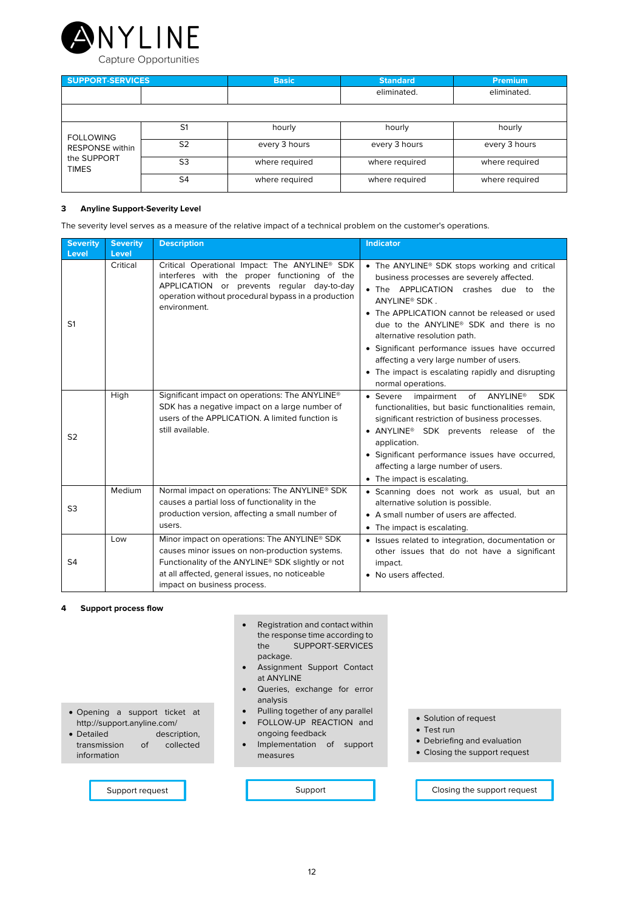| SUPPORT-SERVICES | | Basic | Standard | Premium |
|---|---|---|---|---|
| | | | eliminated. | eliminated. |
| | | | | |
| FOLLOWING RESPONSE within the SUPPORT TIMES | S1 | hourly | hourly | hourly |
| | S2 | every 3 hours | every 3 hours | every 3 hours |
| | S3 | where required | where required | where required |
| | S4 | where required | where required | where required |

### 3 Anyline Support-Severity Level

The severity level serves as a measure of the relative impact of a technical problem on the customer's operations.

| Severity Level | Severity Level | Description | Indicator |
|---|---|---|---|
| S1 | Critical | Critical Operational Impact: The ANYLINE® SDK interferes with the proper functioning of the APPLICATION or prevents regular day-to-day operation without procedural bypass in a production environment. | • The ANYLINE® SDK stops working and critical business processes are severely affected.<br>• The APPLICATION crashes due to the ANYLINE® SDK .<br>• The APPLICATION cannot be released or used due to the ANYLINE® SDK and there is no alternative resolution path.<br>• Significant performance issues have occurred affecting a very large number of users.<br>• The impact is escalating rapidly and disrupting normal operations. |
| S2 | High | Significant impact on operations: The ANYLINE® SDK has a negative impact on a large number of users of the APPLICATION. A limited function is still available. | • Severe impairment of ANYLINE® SDK functionalities, but basic functionalities remain, significant restriction of business processes.<br>• ANYLINE® SDK prevents release of the application.<br>• Significant performance issues have occurred, affecting a large number of users.<br>• The impact is escalating. |
| S3 | Medium | Normal impact on operations: The ANYLINE® SDK causes a partial loss of functionality in the production version, affecting a small number of users. | • Scanning does not work as usual, but an alternative solution is possible.<br>• A small number of users are affected.<br>• The impact is escalating. |
| S4 | Low | Minor impact on operations: The ANYLINE® SDK causes minor issues on non-production systems. Functionality of the ANYLINE® SDK slightly or not at all affected, general issues, no noticeable impact on business process. | • Issues related to integration, documentation or other issues that do not have a significant impact.<br>• No users affected. |

### 4 Support process flow

**Support request**

- Opening a support ticket at http://support.anyline.com/
- Detailed description, transmission of collected information

**Support**

- Registration and contact within the response time according to the SUPPORT-SERVICES package.
- Assignment Support Contact at ANYLINE
- Queries, exchange for error analysis
- Pulling together of any parallel
- FOLLOW-UP REACTION and ongoing feedback
- Implementation of support measures

**Closing the support request**

- Solution of request
- Test run
- Debriefing and evaluation
- Closing the support request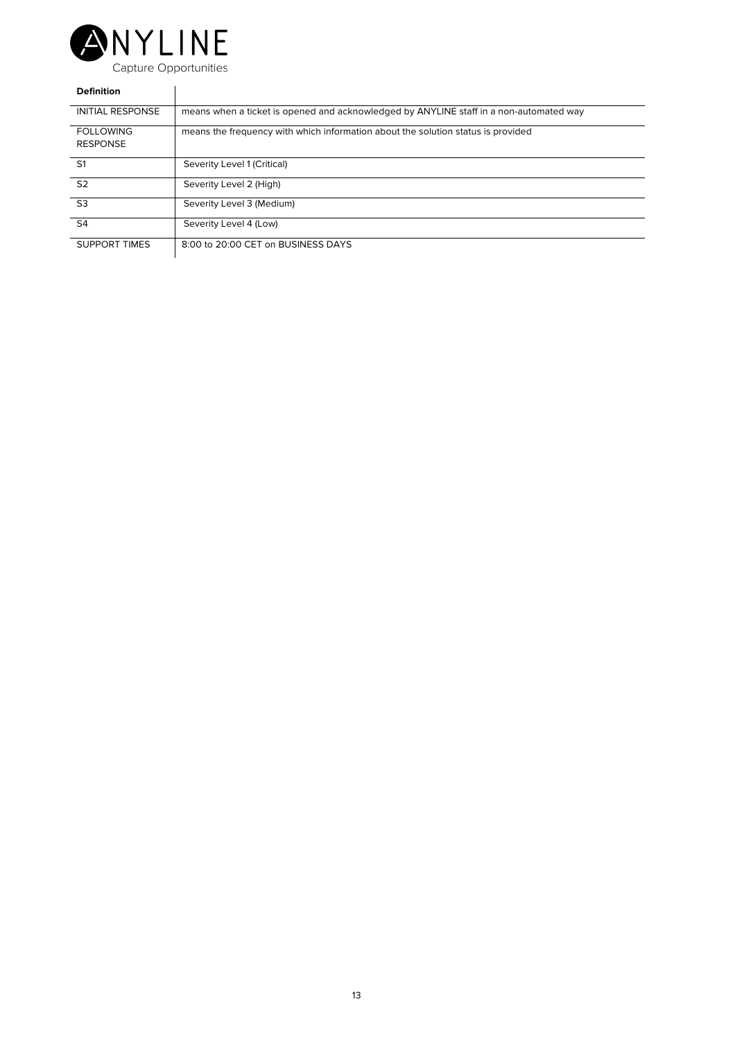| Definition | |
|---|---|
| INITIAL RESPONSE | means when a ticket is opened and acknowledged by ANYLINE staff in a non-automated way |
| FOLLOWING RESPONSE | means the frequency with which information about the solution status is provided |
| S1 | Severity Level 1 (Critical) |
| S2 | Severity Level 2 (High) |
| S3 | Severity Level 3 (Medium) |
| S4 | Severity Level 4 (Low) |
| SUPPORT TIMES | 8:00 to 20:00 CET on BUSINESS DAYS |